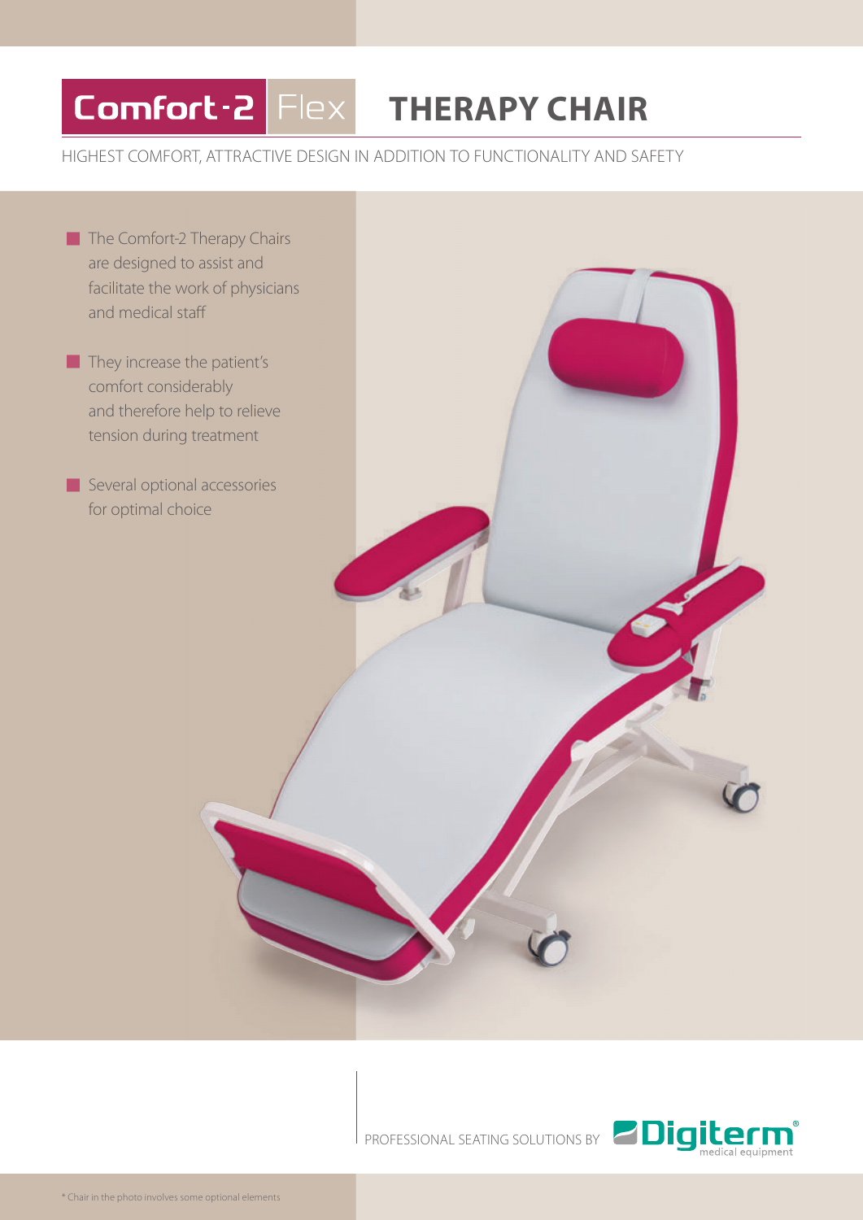# Comfort-2 Flex THERAPY CHAIR

HIGHEST COMFORT, ATTRACTIVE DESIGN IN ADDITION TO FUNCTIONALITY AND SAFETY

- The Comfort-2 Therapy Chairs are designed to assist and facilitate the work of physicians and medical staff
- They increase the patient's comfort considerably and therefore help to relieve tension during treatment
- Several optional accessories for optimal choice

PROFESSIONAL SEATING SOLUTIONS BY Digiterm® medical equipment

* Chair in the photo involves some optional elements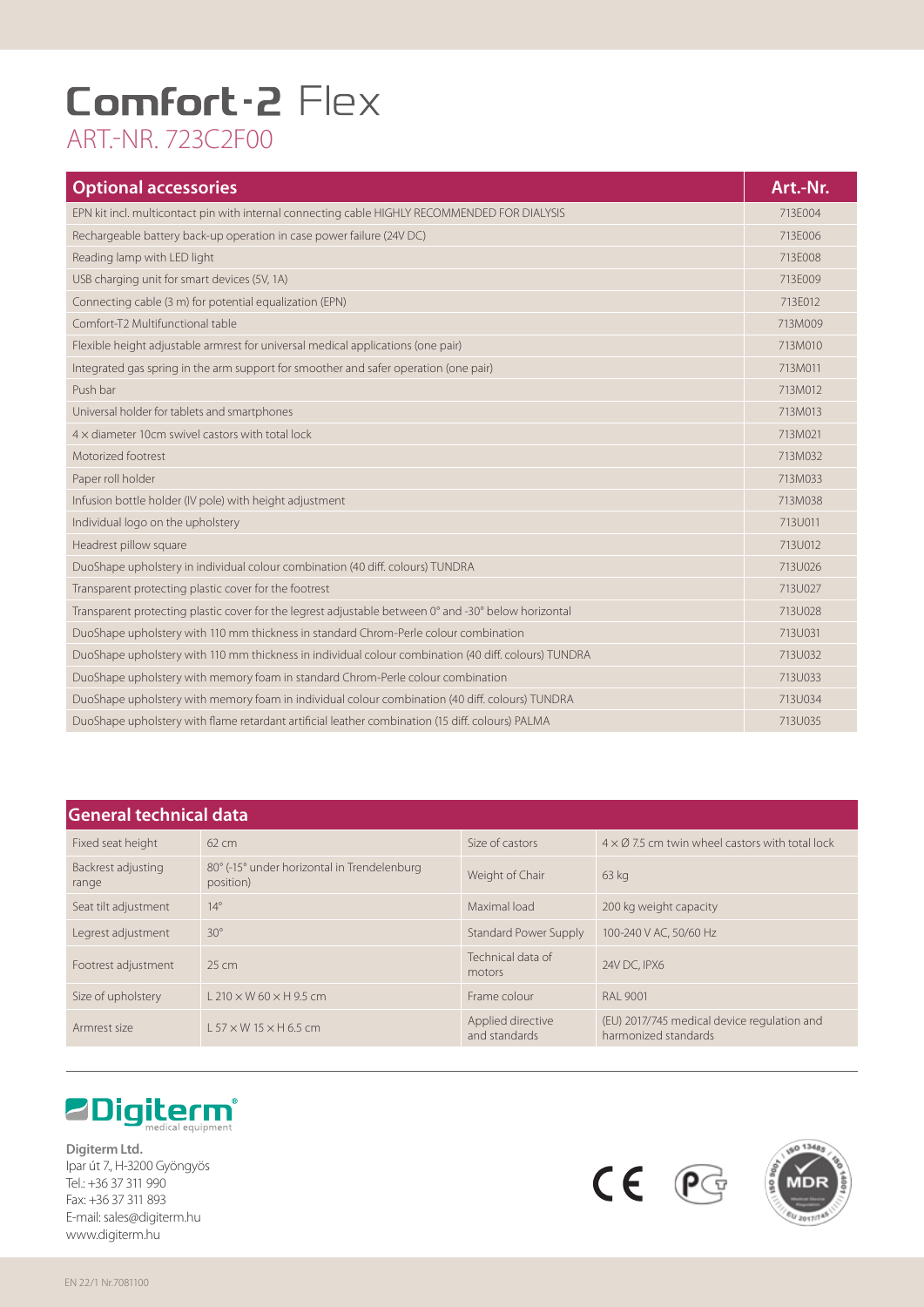# Comfort-2 Flex

ART.-NR. 723C2F00

| Optional accessories | Art.-Nr. |
|---|---|
| EPN kit incl. multicontact pin with internal connecting cable HIGHLY RECOMMENDED FOR DIALYSIS | 713E004 |
| Rechargeable battery back-up operation in case power failure (24V DC) | 713E006 |
| Reading lamp with LED light | 713E008 |
| USB charging unit for smart devices (5V, 1A) | 713E009 |
| Connecting cable (3 m) for potential equalization (EPN) | 713E012 |
| Comfort-T2 Multifunctional table | 713M009 |
| Flexible height adjustable armrest for universal medical applications (one pair) | 713M010 |
| Integrated gas spring in the arm support for smoother and safer operation (one pair) | 713M011 |
| Push bar | 713M012 |
| Universal holder for tablets and smartphones | 713M013 |
| 4 × diameter 10cm swivel castors with total lock | 713M021 |
| Motorized footrest | 713M032 |
| Paper roll holder | 713M033 |
| Infusion bottle holder (IV pole) with height adjustment | 713M038 |
| Individual logo on the upholstery | 713U011 |
| Headrest pillow square | 713U012 |
| DuoShape upholstery in individual colour combination (40 diff. colours) TUNDRA | 713U026 |
| Transparent protecting plastic cover for the footrest | 713U027 |
| Transparent protecting plastic cover for the legrest adjustable between 0° and -30° below horizontal | 713U028 |
| DuoShape upholstery with 110 mm thickness in standard Chrom-Perle colour combination | 713U031 |
| DuoShape upholstery with 110 mm thickness in individual colour combination (40 diff. colours) TUNDRA | 713U032 |
| DuoShape upholstery with memory foam in standard Chrom-Perle colour combination | 713U033 |
| DuoShape upholstery with memory foam in individual colour combination (40 diff. colours) TUNDRA | 713U034 |
| DuoShape upholstery with flame retardant artificial leather combination (15 diff. colours) PALMA | 713U035 |

| General technical data | | | |
|---|---|---|---|
| Fixed seat height | 62 cm | Size of castors | 4 × Ø 7.5 cm twin wheel castors with total lock |
| Backrest adjusting range | 80° (-15° under horizontal in Trendelenburg position) | Weight of Chair | 63 kg |
| Seat tilt adjustment | 14° | Maximal load | 200 kg weight capacity |
| Legrest adjustment | 30° | Standard Power Supply | 100-240 V AC, 50/60 Hz |
| Footrest adjustment | 25 cm | Technical data of motors | 24V DC, IPX6 |
| Size of upholstery | L 210 × W 60 × H 9.5 cm | Frame colour | RAL 9001 |
| Armrest size | L 57 × W 15 × H 6.5 cm | Applied directive and standards | (EU) 2017/745 medical device regulation and harmonized standards |

Digiterm medical equipment

**Digiterm Ltd.**
Ipar út 7., H-3200 Gyöngyös
Tel.: +36 37 311 990
Fax: +36 37 311 893
E-mail: sales@digiterm.hu
www.digiterm.hu

EN 22/1 Nr.7081100